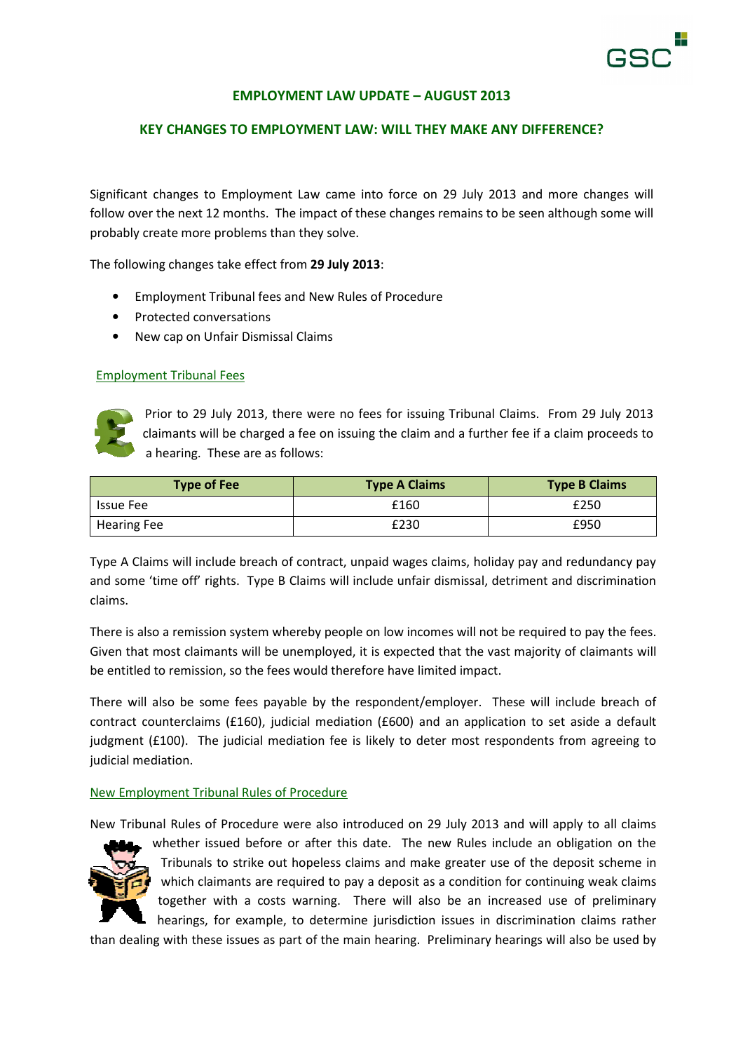## EMPLOYMENT LAW UPDATE – AUGUST 2013

## KEY CHANGES TO EMPLOYMENT LAW: WILL THEY MAKE ANY DIFFERENCE?

Significant changes to Employment Law came into force on 29 July 2013 and more changes will follow over the next 12 months. The impact of these changes remains to be seen although some will probably create more problems than they solve.

The following changes take effect from **29 July 2013**:

- Employment Tribunal fees and New Rules of Procedure
- Protected conversations
- New cap on Unfair Dismissal Claims

### Employment Tribunal Fees

Prior to 29 July 2013, there were no fees for issuing Tribunal Claims. From 29 July 2013 claimants will be charged a fee on issuing the claim and a further fee if a claim proceeds to a hearing. These are as follows:

| Type of Fee | Type A Claims | Type B Claims |
|---|---|---|
| Issue Fee | £160 | £250 |
| Hearing Fee | £230 | £950 |

Type A Claims will include breach of contract, unpaid wages claims, holiday pay and redundancy pay and some 'time off' rights. Type B Claims will include unfair dismissal, detriment and discrimination claims.

There is also a remission system whereby people on low incomes will not be required to pay the fees. Given that most claimants will be unemployed, it is expected that the vast majority of claimants will be entitled to remission, so the fees would therefore have limited impact.

There will also be some fees payable by the respondent/employer. These will include breach of contract counterclaims (£160), judicial mediation (£600) and an application to set aside a default judgment (£100). The judicial mediation fee is likely to deter most respondents from agreeing to judicial mediation.

### New Employment Tribunal Rules of Procedure

New Tribunal Rules of Procedure were also introduced on 29 July 2013 and will apply to all claims whether issued before or after this date. The new Rules include an obligation on the Tribunals to strike out hopeless claims and make greater use of the deposit scheme in which claimants are required to pay a deposit as a condition for continuing weak claims together with a costs warning. There will also be an increased use of preliminary hearings, for example, to determine jurisdiction issues in discrimination claims rather than dealing with these issues as part of the main hearing. Preliminary hearings will also be used by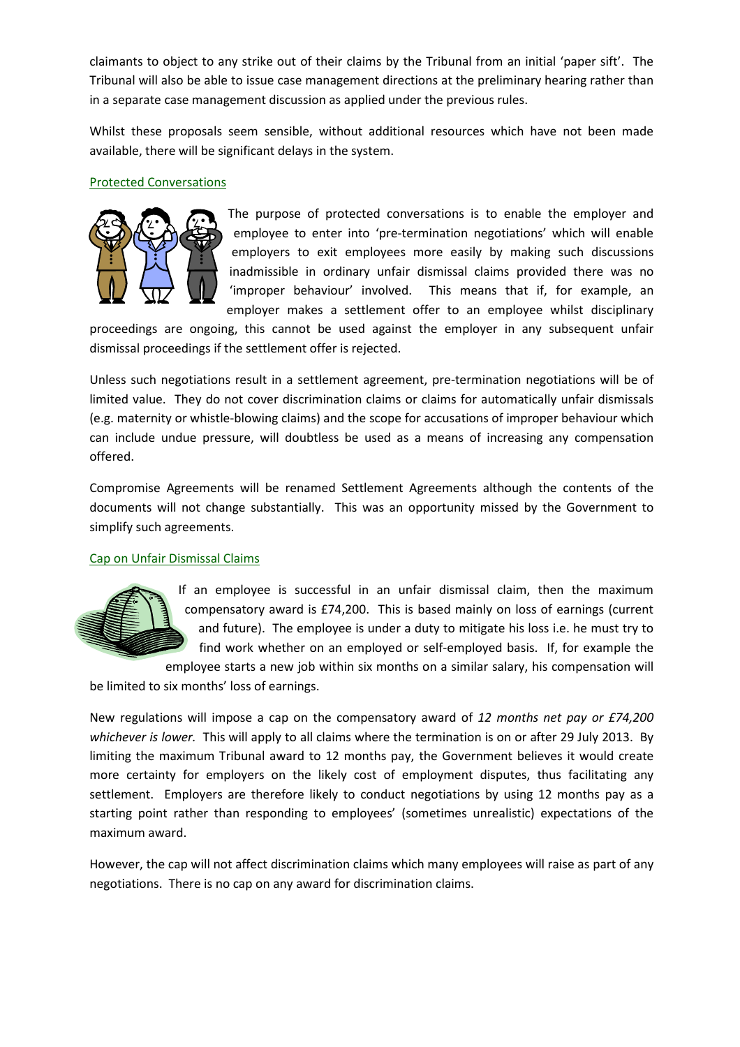claimants to object to any strike out of their claims by the Tribunal from an initial 'paper sift'. The Tribunal will also be able to issue case management directions at the preliminary hearing rather than in a separate case management discussion as applied under the previous rules.

Whilst these proposals seem sensible, without additional resources which have not been made available, there will be significant delays in the system.

## Protected Conversations

The purpose of protected conversations is to enable the employer and employee to enter into 'pre-termination negotiations' which will enable employers to exit employees more easily by making such discussions inadmissible in ordinary unfair dismissal claims provided there was no 'improper behaviour' involved. This means that if, for example, an employer makes a settlement offer to an employee whilst disciplinary proceedings are ongoing, this cannot be used against the employer in any subsequent unfair dismissal proceedings if the settlement offer is rejected.

Unless such negotiations result in a settlement agreement, pre-termination negotiations will be of limited value. They do not cover discrimination claims or claims for automatically unfair dismissals (e.g. maternity or whistle-blowing claims) and the scope for accusations of improper behaviour which can include undue pressure, will doubtless be used as a means of increasing any compensation offered.

Compromise Agreements will be renamed Settlement Agreements although the contents of the documents will not change substantially. This was an opportunity missed by the Government to simplify such agreements.

## Cap on Unfair Dismissal Claims

If an employee is successful in an unfair dismissal claim, then the maximum compensatory award is £74,200. This is based mainly on loss of earnings (current and future). The employee is under a duty to mitigate his loss i.e. he must try to find work whether on an employed or self-employed basis. If, for example the employee starts a new job within six months on a similar salary, his compensation will be limited to six months' loss of earnings.

New regulations will impose a cap on the compensatory award of *12 months net pay or £74,200 whichever is lower.* This will apply to all claims where the termination is on or after 29 July 2013. By limiting the maximum Tribunal award to 12 months pay, the Government believes it would create more certainty for employers on the likely cost of employment disputes, thus facilitating any settlement. Employers are therefore likely to conduct negotiations by using 12 months pay as a starting point rather than responding to employees' (sometimes unrealistic) expectations of the maximum award.

However, the cap will not affect discrimination claims which many employees will raise as part of any negotiations. There is no cap on any award for discrimination claims.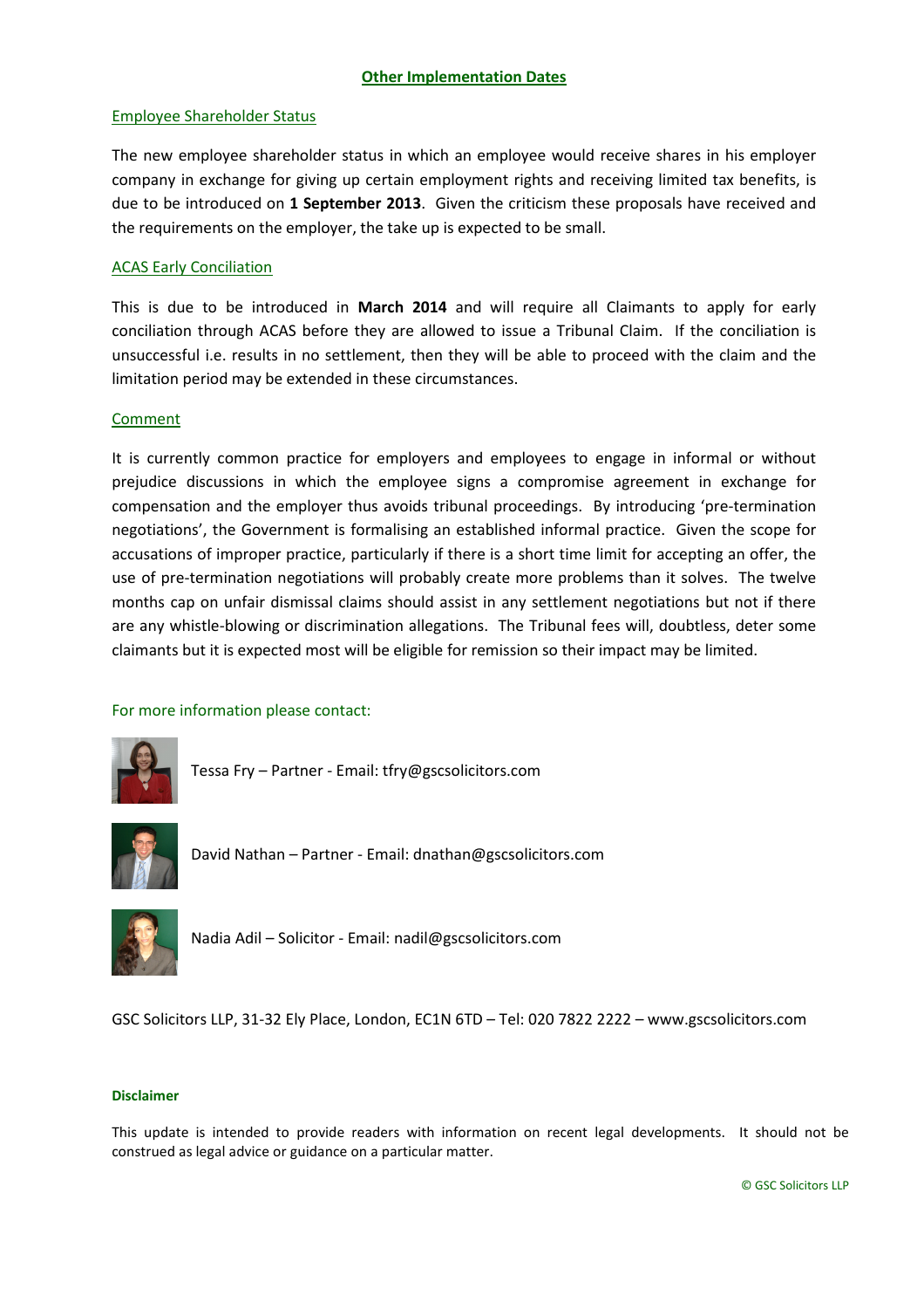## Other Implementation Dates

### Employee Shareholder Status

The new employee shareholder status in which an employee would receive shares in his employer company in exchange for giving up certain employment rights and receiving limited tax benefits, is due to be introduced on **1 September 2013**. Given the criticism these proposals have received and the requirements on the employer, the take up is expected to be small.

### ACAS Early Conciliation

This is due to be introduced in **March 2014** and will require all Claimants to apply for early conciliation through ACAS before they are allowed to issue a Tribunal Claim. If the conciliation is unsuccessful i.e. results in no settlement, then they will be able to proceed with the claim and the limitation period may be extended in these circumstances.

### Comment

It is currently common practice for employers and employees to engage in informal or without prejudice discussions in which the employee signs a compromise agreement in exchange for compensation and the employer thus avoids tribunal proceedings. By introducing 'pre-termination negotiations', the Government is formalising an established informal practice. Given the scope for accusations of improper practice, particularly if there is a short time limit for accepting an offer, the use of pre-termination negotiations will probably create more problems than it solves. The twelve months cap on unfair dismissal claims should assist in any settlement negotiations but not if there are any whistle-blowing or discrimination allegations. The Tribunal fees will, doubtless, deter some claimants but it is expected most will be eligible for remission so their impact may be limited.

For more information please contact:

Tessa Fry – Partner - Email: tfry@gscsolicitors.com

David Nathan – Partner - Email: dnathan@gscsolicitors.com

Nadia Adil – Solicitor - Email: nadil@gscsolicitors.com

GSC Solicitors LLP, 31-32 Ely Place, London, EC1N 6TD – Tel: 020 7822 2222 – www.gscsolicitors.com

**Disclaimer**

This update is intended to provide readers with information on recent legal developments. It should not be construed as legal advice or guidance on a particular matter.

© GSC Solicitors LLP